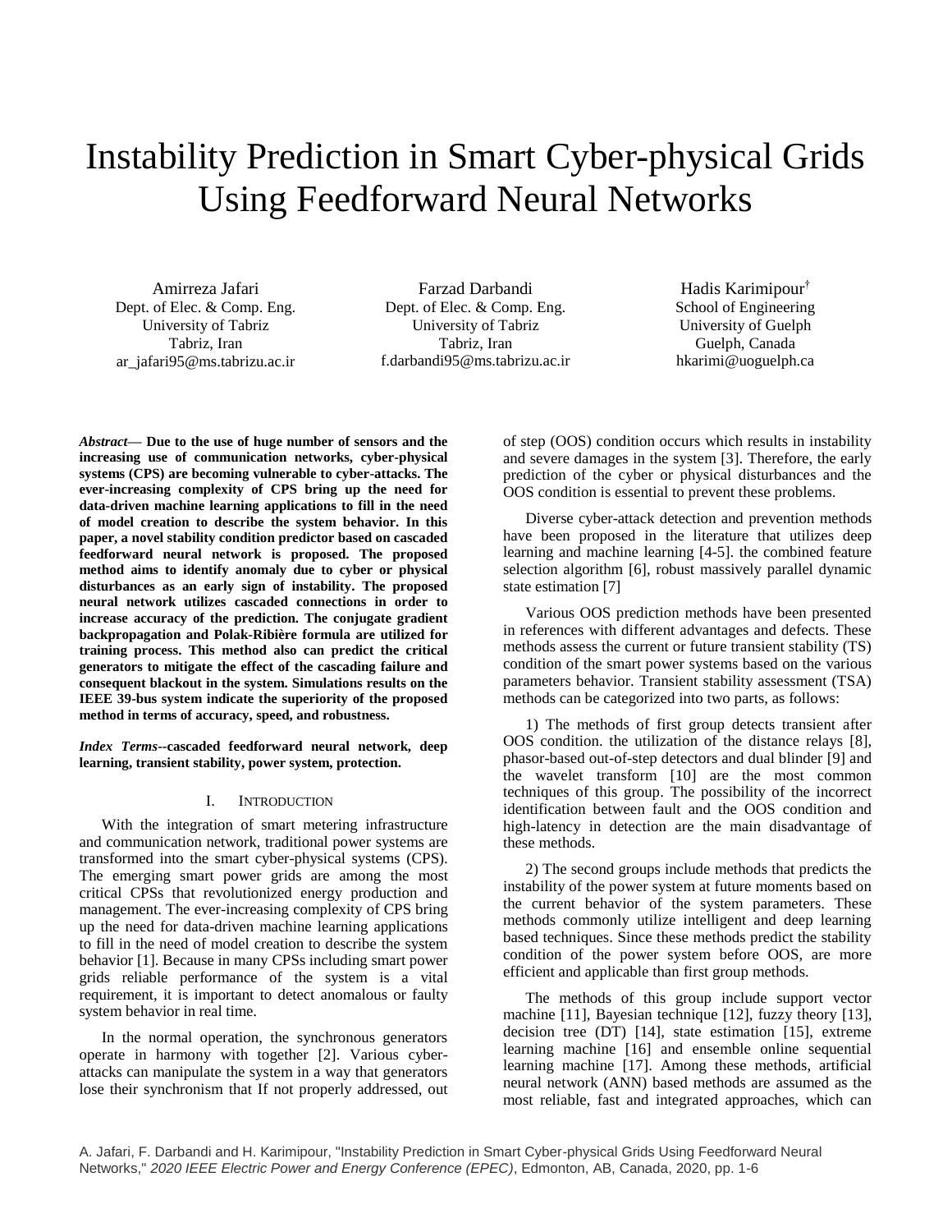# Instability Prediction in Smart Cyber-physical Grids Using Feedforward Neural Networks

Amirreza Jafari
Dept. of Elec. & Comp. Eng.
University of Tabriz
Tabriz, Iran
ar_jafari95@ms.tabrizu.ac.ir

Farzad Darbandi
Dept. of Elec. & Comp. Eng.
University of Tabriz
Tabriz, Iran
f.darbandi95@ms.tabrizu.ac.ir

Hadis Karimipour[†]
School of Engineering
University of Guelph
Guelph, Canada
hkarimi@uoguelph.ca

***Abstract*— Due to the use of huge number of sensors and the increasing use of communication networks, cyber-physical systems (CPS) are becoming vulnerable to cyber-attacks. The ever-increasing complexity of CPS bring up the need for data-driven machine learning applications to fill in the need of model creation to describe the system behavior. In this paper, a novel stability condition predictor based on cascaded feedforward neural network is proposed. The proposed method aims to identify anomaly due to cyber or physical disturbances as an early sign of instability. The proposed neural network utilizes cascaded connections in order to increase accuracy of the prediction. The conjugate gradient backpropagation and Polak-Ribière formula are utilized for training process. This method also can predict the critical generators to mitigate the effect of the cascading failure and consequent blackout in the system. Simulations results on the IEEE 39-bus system indicate the superiority of the proposed method in terms of accuracy, speed, and robustness.**

***Index Terms*--cascaded feedforward neural network, deep learning, transient stability, power system, protection.**

## I. Introduction

With the integration of smart metering infrastructure and communication network, traditional power systems are transformed into the smart cyber-physical systems (CPS). The emerging smart power grids are among the most critical CPSs that revolutionized energy production and management. The ever-increasing complexity of CPS bring up the need for data-driven machine learning applications to fill in the need of model creation to describe the system behavior [1]. Because in many CPSs including smart power grids reliable performance of the system is a vital requirement, it is important to detect anomalous or faulty system behavior in real time.

In the normal operation, the synchronous generators operate in harmony with together [2]. Various cyber-attacks can manipulate the system in a way that generators lose their synchronism that If not properly addressed, out of step (OOS) condition occurs which results in instability and severe damages in the system [3]. Therefore, the early prediction of the cyber or physical disturbances and the OOS condition is essential to prevent these problems.

Diverse cyber-attack detection and prevention methods have been proposed in the literature that utilizes deep learning and machine learning [4-5]. the combined feature selection algorithm [6], robust massively parallel dynamic state estimation [7]

Various OOS prediction methods have been presented in references with different advantages and defects. These methods assess the current or future transient stability (TS) condition of the smart power systems based on the various parameters behavior. Transient stability assessment (TSA) methods can be categorized into two parts, as follows:

1) The methods of first group detects transient after OOS condition. the utilization of the distance relays [8], phasor-based out-of-step detectors and dual blinder [9] and the wavelet transform [10] are the most common techniques of this group. The possibility of the incorrect identification between fault and the OOS condition and high-latency in detection are the main disadvantage of these methods.

2) The second groups include methods that predicts the instability of the power system at future moments based on the current behavior of the system parameters. These methods commonly utilize intelligent and deep learning based techniques. Since these methods predict the stability condition of the power system before OOS, are more efficient and applicable than first group methods.

The methods of this group include support vector machine [11], Bayesian technique [12], fuzzy theory [13], decision tree (DT) [14], state estimation [15], extreme learning machine [16] and ensemble online sequential learning machine [17]. Among these methods, artificial neural network (ANN) based methods are assumed as the most reliable, fast and integrated approaches, which can

A. Jafari, F. Darbandi and H. Karimipour, "Instability Prediction in Smart Cyber-physical Grids Using Feedforward Neural Networks," *2020 IEEE Electric Power and Energy Conference (EPEC)*, Edmonton, AB, Canada, 2020, pp. 1-6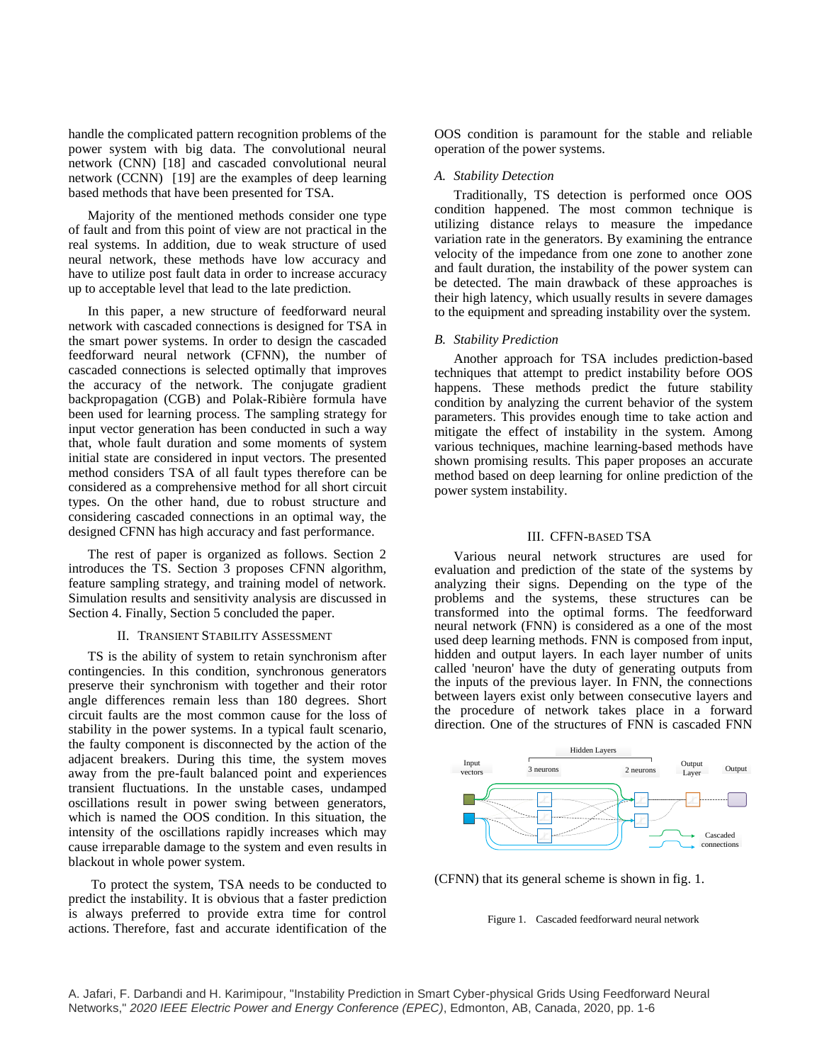handle the complicated pattern recognition problems of the power system with big data. The convolutional neural network (CNN) [18] and cascaded convolutional neural network (CCNN) [19] are the examples of deep learning based methods that have been presented for TSA.

Majority of the mentioned methods consider one type of fault and from this point of view are not practical in the real systems. In addition, due to weak structure of used neural network, these methods have low accuracy and have to utilize post fault data in order to increase accuracy up to acceptable level that lead to the late prediction.

In this paper, a new structure of feedforward neural network with cascaded connections is designed for TSA in the smart power systems. In order to design the cascaded feedforward neural network (CFNN), the number of cascaded connections is selected optimally that improves the accuracy of the network. The conjugate gradient backpropagation (CGB) and Polak-Ribière formula have been used for learning process. The sampling strategy for input vector generation has been conducted in such a way that, whole fault duration and some moments of system initial state are considered in input vectors. The presented method considers TSA of all fault types therefore can be considered as a comprehensive method for all short circuit types. On the other hand, due to robust structure and considering cascaded connections in an optimal way, the designed CFNN has high accuracy and fast performance.

The rest of paper is organized as follows. Section 2 introduces the TS. Section 3 proposes CFNN algorithm, feature sampling strategy, and training model of network. Simulation results and sensitivity analysis are discussed in Section 4. Finally, Section 5 concluded the paper.

## II. Transient Stability Assessment

TS is the ability of system to retain synchronism after contingencies. In this condition, synchronous generators preserve their synchronism with together and their rotor angle differences remain less than 180 degrees. Short circuit faults are the most common cause for the loss of stability in the power systems. In a typical fault scenario, the faulty component is disconnected by the action of the adjacent breakers. During this time, the system moves away from the pre-fault balanced point and experiences transient fluctuations. In the unstable cases, undamped oscillations result in power swing between generators, which is named the OOS condition. In this situation, the intensity of the oscillations rapidly increases which may cause irreparable damage to the system and even results in blackout in whole power system.

To protect the system, TSA needs to be conducted to predict the instability. It is obvious that a faster prediction is always preferred to provide extra time for control actions. Therefore, fast and accurate identification of the OOS condition is paramount for the stable and reliable operation of the power systems.

### *A. Stability Detection*

Traditionally, TS detection is performed once OOS condition happened. The most common technique is utilizing distance relays to measure the impedance variation rate in the generators. By examining the entrance velocity of the impedance from one zone to another zone and fault duration, the instability of the power system can be detected. The main drawback of these approaches is their high latency, which usually results in severe damages to the equipment and spreading instability over the system.

### *B. Stability Prediction*

Another approach for TSA includes prediction-based techniques that attempt to predict instability before OOS happens. These methods predict the future stability condition by analyzing the current behavior of the system parameters. This provides enough time to take action and mitigate the effect of instability in the system. Among various techniques, machine learning-based methods have shown promising results. This paper proposes an accurate method based on deep learning for online prediction of the power system instability.

## III. CFFN-based TSA

Various neural network structures are used for evaluation and prediction of the state of the systems by analyzing their signs. Depending on the type of the problems and the systems, these structures can be transformed into the optimal forms. The feedforward neural network (FNN) is considered as a one of the most used deep learning methods. FNN is composed from input, hidden and output layers. In each layer number of units called 'neuron' have the duty of generating outputs from the inputs of the previous layer. In FNN, the connections between layers exist only between consecutive layers and the procedure of network takes place in a forward direction. One of the structures of FNN is cascaded FNN (CFNN) that its general scheme is shown in fig. 1.

Figure 1. Cascaded feedforward neural network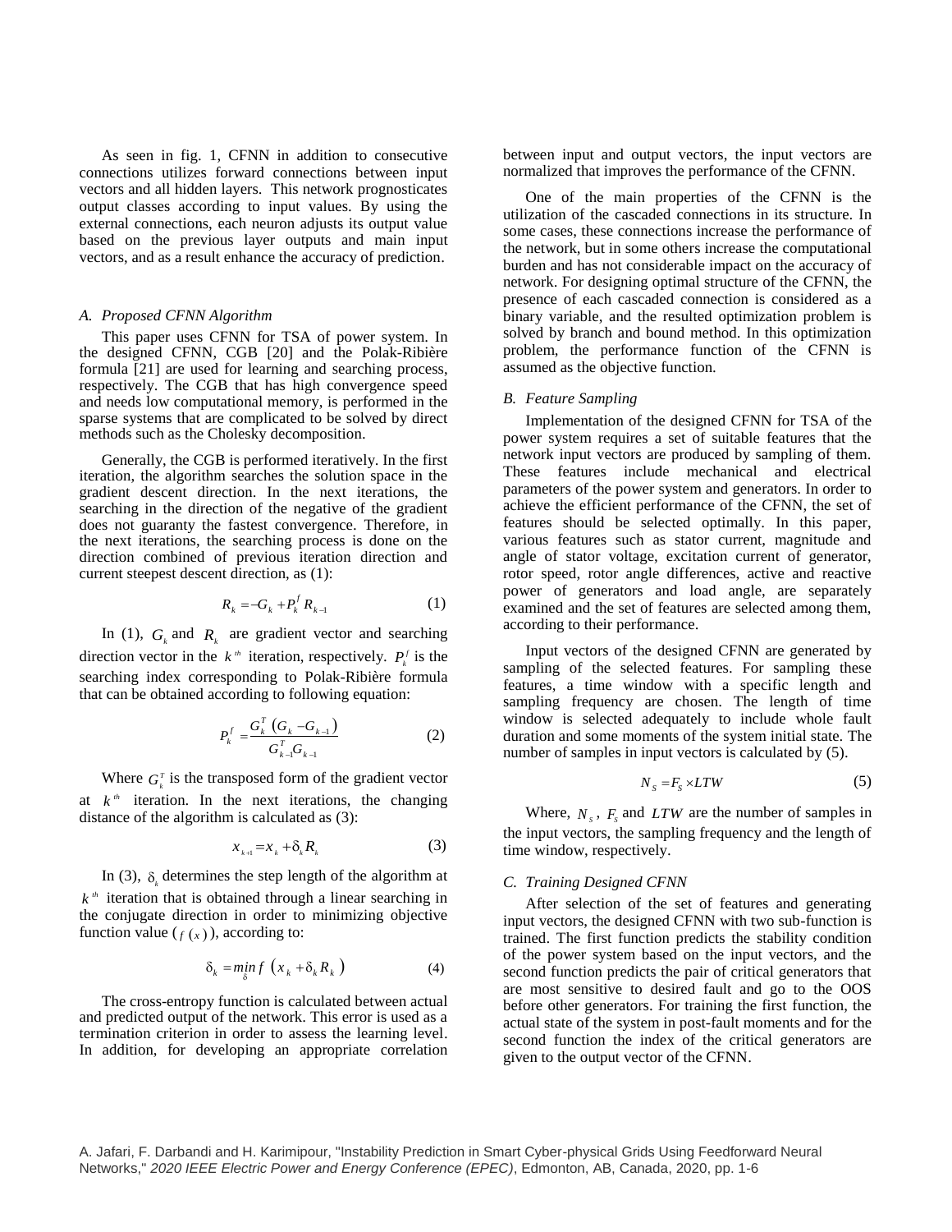As seen in fig. 1, CFNN in addition to consecutive connections utilizes forward connections between input vectors and all hidden layers. This network prognosticates output classes according to input values. By using the external connections, each neuron adjusts its output value based on the previous layer outputs and main input vectors, and as a result enhance the accuracy of prediction.

### *A. Proposed CFNN Algorithm*

This paper uses CFNN for TSA of power system. In the designed CFNN, CGB [20] and the Polak-Ribière formula [21] are used for learning and searching process, respectively. The CGB that has high convergence speed and needs low computational memory, is performed in the sparse systems that are complicated to be solved by direct methods such as the Cholesky decomposition.

Generally, the CGB is performed iteratively. In the first iteration, the algorithm searches the solution space in the gradient descent direction. In the next iterations, the searching in the direction of the negative of the gradient does not guaranty the fastest convergence. Therefore, in the next iterations, the searching process is done on the direction combined of previous iteration direction and current steepest descent direction, as (1):

$$R_k = -G_k + P_k^f R_{k-1} \tag{1}$$

In (1), $G_k$ and $R_k$ are gradient vector and searching direction vector in the $k^{th}$ iteration, respectively. $P_k^f$ is the searching index corresponding to Polak-Ribière formula that can be obtained according to following equation:

$$P_k^f = \frac{G_k^T \left(G_k - G_{k-1}\right)}{G_{k-1}^T G_{k-1}} \tag{2}$$

Where $G_k^T$ is the transposed form of the gradient vector at $k^{th}$ iteration. In the next iterations, the changing distance of the algorithm is calculated as (3):

$$x_{k+1} = x_k + \delta_k R_k \tag{3}$$

In (3), $\delta_k$ determines the step length of the algorithm at $k^{th}$ iteration that is obtained through a linear searching in the conjugate direction in order to minimizing objective function value ($f(x)$), according to:

$$\delta_k = \min_{\delta} f\left(x_k + \delta_k R_k\right) \tag{4}$$

The cross-entropy function is calculated between actual and predicted output of the network. This error is used as a termination criterion in order to assess the learning level. In addition, for developing an appropriate correlation between input and output vectors, the input vectors are normalized that improves the performance of the CFNN.

One of the main properties of the CFNN is the utilization of the cascaded connections in its structure. In some cases, these connections increase the performance of the network, but in some others increase the computational burden and has not considerable impact on the accuracy of network. For designing optimal structure of the CFNN, the presence of each cascaded connection is considered as a binary variable, and the resulted optimization problem is solved by branch and bound method. In this optimization problem, the performance function of the CFNN is assumed as the objective function.

### *B. Feature Sampling*

Implementation of the designed CFNN for TSA of the power system requires a set of suitable features that the network input vectors are produced by sampling of them. These features include mechanical and electrical parameters of the power system and generators. In order to achieve the efficient performance of the CFNN, the set of features should be selected optimally. In this paper, various features such as stator current, magnitude and angle of stator voltage, excitation current of generator, rotor speed, rotor angle differences, active and reactive power of generators and load angle, are separately examined and the set of features are selected among them, according to their performance.

Input vectors of the designed CFNN are generated by sampling of the selected features. For sampling these features, a time window with a specific length and sampling frequency are chosen. The length of time window is selected adequately to include whole fault duration and some moments of the system initial state. The number of samples in input vectors is calculated by (5).

$$N_S = F_S \times LTW \tag{5}$$

Where, $N_s$, $F_s$ and $LTW$ are the number of samples in the input vectors, the sampling frequency and the length of time window, respectively.

### *C. Training Designed CFNN*

After selection of the set of features and generating input vectors, the designed CFNN with two sub-function is trained. The first function predicts the stability condition of the power system based on the input vectors, and the second function predicts the pair of critical generators that are most sensitive to desired fault and go to the OOS before other generators. For training the first function, the actual state of the system in post-fault moments and for the second function the index of the critical generators are given to the output vector of the CFNN.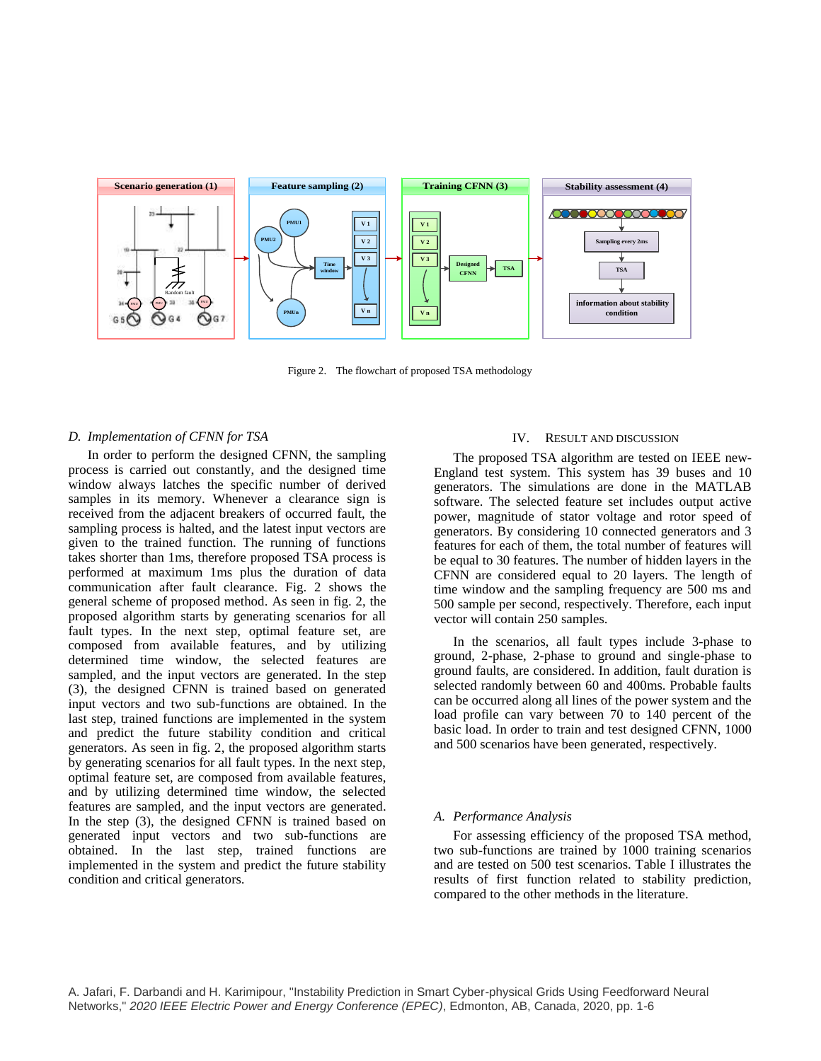Figure 2. The flowchart of proposed TSA methodology

### *D. Implementation of CFNN for TSA*

In order to perform the designed CFNN, the sampling process is carried out constantly, and the designed time window always latches the specific number of derived samples in its memory. Whenever a clearance sign is received from the adjacent breakers of occurred fault, the sampling process is halted, and the latest input vectors are given to the trained function. The running of functions takes shorter than 1ms, therefore proposed TSA process is performed at maximum 1ms plus the duration of data communication after fault clearance. Fig. 2 shows the general scheme of proposed method. As seen in fig. 2, the proposed algorithm starts by generating scenarios for all fault types. In the next step, optimal feature set, are composed from available features, and by utilizing determined time window, the selected features are sampled, and the input vectors are generated. In the step (3), the designed CFNN is trained based on generated input vectors and two sub-functions are obtained. In the last step, trained functions are implemented in the system and predict the future stability condition and critical generators. As seen in fig. 2, the proposed algorithm starts by generating scenarios for all fault types. In the next step, optimal feature set, are composed from available features, and by utilizing determined time window, the selected features are sampled, and the input vectors are generated. In the step (3), the designed CFNN is trained based on generated input vectors and two sub-functions are obtained. In the last step, trained functions are implemented in the system and predict the future stability condition and critical generators.

## IV. Result and Discussion

The proposed TSA algorithm are tested on IEEE new-England test system. This system has 39 buses and 10 generators. The simulations are done in the MATLAB software. The selected feature set includes output active power, magnitude of stator voltage and rotor speed of generators. By considering 10 connected generators and 3 features for each of them, the total number of features will be equal to 30 features. The number of hidden layers in the CFNN are considered equal to 20 layers. The length of time window and the sampling frequency are 500 ms and 500 sample per second, respectively. Therefore, each input vector will contain 250 samples.

In the scenarios, all fault types include 3-phase to ground, 2-phase, 2-phase to ground and single-phase to ground faults, are considered. In addition, fault duration is selected randomly between 60 and 400ms. Probable faults can be occurred along all lines of the power system and the load profile can vary between 70 to 140 percent of the basic load. In order to train and test designed CFNN, 1000 and 500 scenarios have been generated, respectively.

### *A. Performance Analysis*

For assessing efficiency of the proposed TSA method, two sub-functions are trained by 1000 training scenarios and are tested on 500 test scenarios. Table I illustrates the results of first function related to stability prediction, compared to the other methods in the literature.

A. Jafari, F. Darbandi and H. Karimipour, "Instability Prediction in Smart Cyber-physical Grids Using Feedforward Neural Networks," *2020 IEEE Electric Power and Energy Conference (EPEC)*, Edmonton, AB, Canada, 2020, pp. 1-6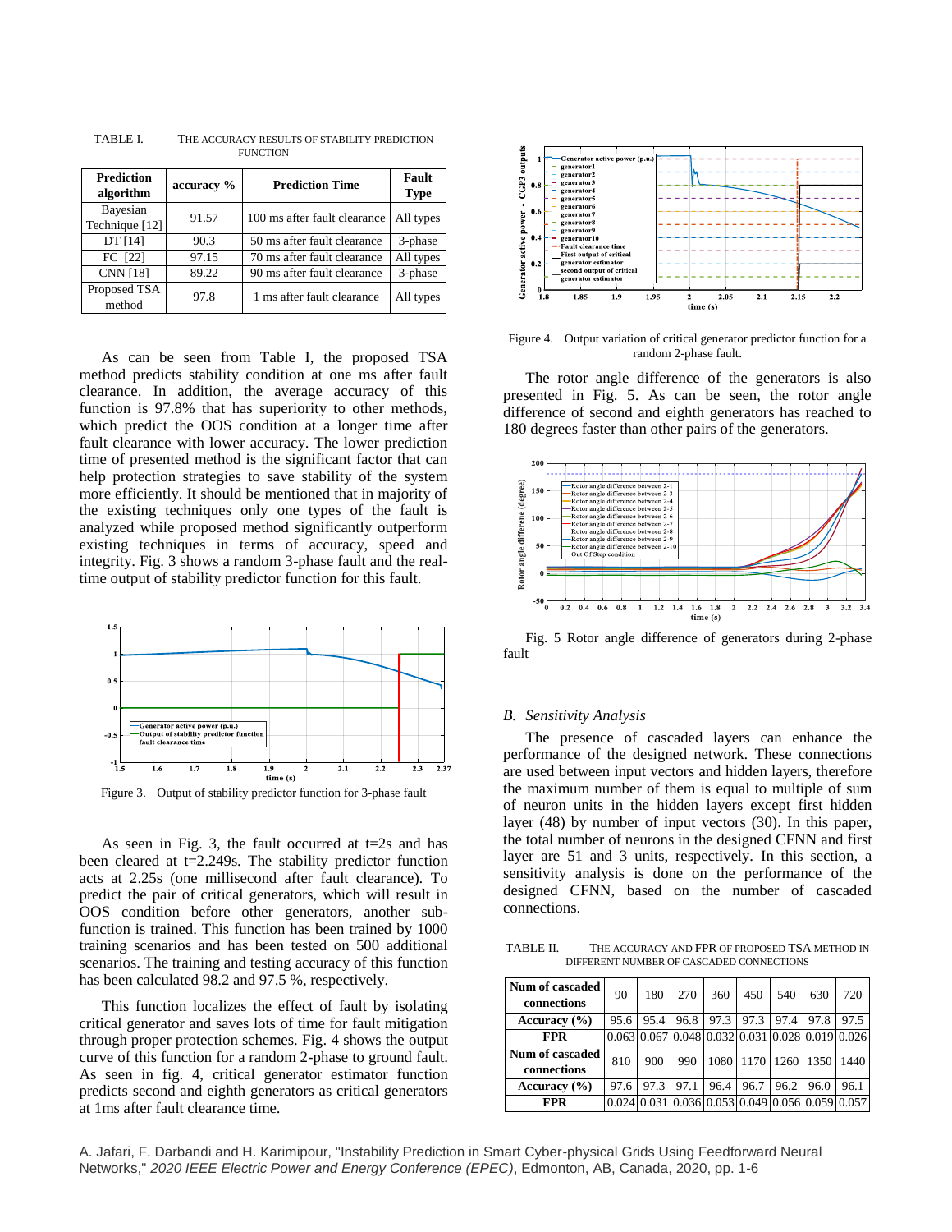TABLE I. THE ACCURACY RESULTS OF STABILITY PREDICTION FUNCTION

| Prediction algorithm | accuracy % | Prediction Time | Fault Type |
|---|---|---|---|
| Bayesian Technique [12] | 91.57 | 100 ms after fault clearance | All types |
| DT [14] | 90.3 | 50 ms after fault clearance | 3-phase |
| FC [22] | 97.15 | 70 ms after fault clearance | All types |
| CNN [18] | 89.22 | 90 ms after fault clearance | 3-phase |
| Proposed TSA method | 97.8 | 1 ms after fault clearance | All types |

As can be seen from Table I, the proposed TSA method predicts stability condition at one ms after fault clearance. In addition, the average accuracy of this function is 97.8% that has superiority to other methods, which predict the OOS condition at a longer time after fault clearance with lower accuracy. The lower prediction time of presented method is the significant factor that can help protection strategies to save stability of the system more efficiently. It should be mentioned that in majority of the existing techniques only one types of the fault is analyzed while proposed method significantly outperform existing techniques in terms of accuracy, speed and integrity. Fig. 3 shows a random 3-phase fault and the real-time output of stability predictor function for this fault.

Figure 3. Output of stability predictor function for 3-phase fault

As seen in Fig. 3, the fault occurred at t=2s and has been cleared at t=2.249s. The stability predictor function acts at 2.25s (one millisecond after fault clearance). To predict the pair of critical generators, which will result in OOS condition before other generators, another sub-function is trained. This function has been trained by 1000 training scenarios and has been tested on 500 additional scenarios. The training and testing accuracy of this function has been calculated 98.2 and 97.5 %, respectively.

This function localizes the effect of fault by isolating critical generator and saves lots of time for fault mitigation through proper protection schemes. Fig. 4 shows the output curve of this function for a random 2-phase to ground fault. As seen in fig. 4, critical generator estimator function predicts second and eighth generators as critical generators at 1ms after fault clearance time.

Figure 4. Output variation of critical generator predictor function for a random 2-phase fault.

The rotor angle difference of the generators is also presented in Fig. 5. As can be seen, the rotor angle difference of second and eighth generators has reached to 180 degrees faster than other pairs of the generators.

Fig. 5 Rotor angle difference of generators during 2-phase fault

### *B. Sensitivity Analysis*

The presence of cascaded layers can enhance the performance of the designed network. These connections are used between input vectors and hidden layers, therefore the maximum number of them is equal to multiple of sum of neuron units in the hidden layers except first hidden layer (48) by number of input vectors (30). In this paper, the total number of neurons in the designed CFNN and first layer are 51 and 3 units, respectively. In this section, a sensitivity analysis is done on the performance of the designed CFNN, based on the number of cascaded connections.

TABLE II. THE ACCURACY AND FPR OF PROPOSED TSA METHOD IN DIFFERENT NUMBER OF CASCADED CONNECTIONS

| Num of cascaded connections | 90 | 180 | 270 | 360 | 450 | 540 | 630 | 720 |
|---|---|---|---|---|---|---|---|---|
| Accuracy (%) | 95.6 | 95.4 | 96.8 | 97.3 | 97.3 | 97.4 | 97.8 | 97.5 |
| FPR | 0.063 | 0.067 | 0.048 | 0.032 | 0.031 | 0.028 | 0.019 | 0.026 |
| **Num of cascaded connections** | **810** | **900** | **990** | **1080** | **1170** | **1260** | **1350** | **1440** |
| Accuracy (%) | 97.6 | 97.3 | 97.1 | 96.4 | 96.7 | 96.2 | 96.0 | 96.1 |
| FPR | 0.024 | 0.031 | 0.036 | 0.053 | 0.049 | 0.056 | 0.059 | 0.057 |

A. Jafari, F. Darbandi and H. Karimipour, "Instability Prediction in Smart Cyber-physical Grids Using Feedforward Neural Networks," *2020 IEEE Electric Power and Energy Conference (EPEC)*, Edmonton, AB, Canada, 2020, pp. 1-6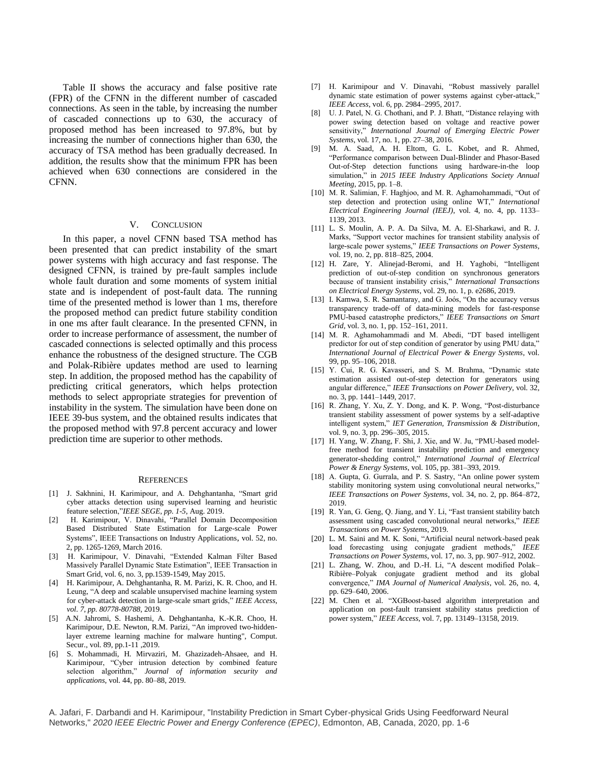Table II shows the accuracy and false positive rate (FPR) of the CFNN in the different number of cascaded connections. As seen in the table, by increasing the number of cascaded connections up to 630, the accuracy of proposed method has been increased to 97.8%, but by increasing the number of connections higher than 630, the accuracy of TSA method has been gradually decreased. In addition, the results show that the minimum FPR has been achieved when 630 connections are considered in the CFNN.

## V. Conclusion

In this paper, a novel CFNN based TSA method has been presented that can predict instability of the smart power systems with high accuracy and fast response. The designed CFNN, is trained by pre-fault samples include whole fault duration and some moments of system initial state and is independent of post-fault data. The running time of the presented method is lower than 1 ms, therefore the proposed method can predict future stability condition in one ms after fault clearance. In the presented CFNN, in order to increase performance of assessment, the number of cascaded connections is selected optimally and this process enhance the robustness of the designed structure. The CGB and Polak-Ribière updates method are used to learning step. In addition, the proposed method has the capability of predicting critical generators, which helps protection methods to select appropriate strategies for prevention of instability in the system. The simulation have been done on IEEE 39-bus system, and the obtained results indicates that the proposed method with 97.8 percent accuracy and lower prediction time are superior to other methods.

## References

[1] J. Sakhnini, H. Karimipour, and A. Dehghantanha, "Smart grid cyber attacks detection using supervised learning and heuristic feature selection,"*IEEE SEGE, pp. 1-5*, Aug. 2019.

[2] H. Karimipour, V. Dinavahi, "Parallel Domain Decomposition Based Distributed State Estimation for Large-scale Power Systems", IEEE Transactions on Industry Applications, vol. 52, no. 2, pp. 1265-1269, March 2016.

[3] H. Karimipour, V. Dinavahi, "Extended Kalman Filter Based Massively Parallel Dynamic State Estimation", IEEE Transaction in Smart Grid, vol. 6, no. 3, pp.1539-1549, May 2015.

[4] H. Karimipour, A. Dehghantanha, R. M. Parizi, K. R. Choo, and H. Leung, "A deep and scalable unsupervised machine learning system for cyber-attack detection in large-scale smart grids," *IEEE Access, vol. 7, pp. 80778-80788*, 2019.

[5] A.N. Jahromi, S. Hashemi, A. Dehghantanha, K.-K.R. Choo, H. Karimipour, D.E. Newton, R.M. Parizi, "An improved two-hidden-layer extreme learning machine for malware hunting", Comput. Secur., vol. 89, pp.1-11 ,2019.

[6] S. Mohammadi, H. Mirvaziri, M. Ghazizadeh-Ahsaee, and H. Karimipour, "Cyber intrusion detection by combined feature selection algorithm," *Journal of information security and applications*, vol. 44, pp. 80–88, 2019.

[7] H. Karimipour and V. Dinavahi, "Robust massively parallel dynamic state estimation of power systems against cyber-attack," *IEEE Access*, vol. 6, pp. 2984–2995, 2017.

[8] U. J. Patel, N. G. Chothani, and P. J. Bhatt, "Distance relaying with power swing detection based on voltage and reactive power sensitivity," *International Journal of Emerging Electric Power Systems*, vol. 17, no. 1, pp. 27–38, 2016.

[9] M. A. Saad, A. H. Eltom, G. L. Kobet, and R. Ahmed, "Performance comparison between Dual-Blinder and Phasor-Based Out-of-Step detection functions using hardware-in-the loop simulation," in *2015 IEEE Industry Applications Society Annual Meeting*, 2015, pp. 1–8.

[10] M. R. Salimian, F. Haghjoo, and M. R. Aghamohammadi, "Out of step detection and protection using online WT," *International Electrical Engineering Journal (IEEJ)*, vol. 4, no. 4, pp. 1133–1139, 2013.

[11] L. S. Moulin, A. P. A. Da Silva, M. A. El-Sharkawi, and R. J. Marks, "Support vector machines for transient stability analysis of large-scale power systems," *IEEE Transactions on Power Systems*, vol. 19, no. 2, pp. 818–825, 2004.

[12] H. Zare, Y. Alinejad-Beromi, and H. Yaghobi, "Intelligent prediction of out-of-step condition on synchronous generators because of transient instability crisis," *International Transactions on Electrical Energy Systems*, vol. 29, no. 1, p. e2686, 2019.

[13] I. Kamwa, S. R. Samantaray, and G. Joós, "On the accuracy versus transparency trade-off of data-mining models for fast-response PMU-based catastrophe predictors," *IEEE Transactions on Smart Grid*, vol. 3, no. 1, pp. 152–161, 2011.

[14] M. R. Aghamohammadi and M. Abedi, "DT based intelligent predictor for out of step condition of generator by using PMU data," *International Journal of Electrical Power & Energy Systems*, vol. 99, pp. 95–106, 2018.

[15] Y. Cui, R. G. Kavasseri, and S. M. Brahma, "Dynamic state estimation assisted out-of-step detection for generators using angular difference," *IEEE Transactions on Power Delivery*, vol. 32, no. 3, pp. 1441–1449, 2017.

[16] R. Zhang, Y. Xu, Z. Y. Dong, and K. P. Wong, "Post-disturbance transient stability assessment of power systems by a self-adaptive intelligent system," *IET Generation, Transmission & Distribution*, vol. 9, no. 3, pp. 296–305, 2015.

[17] H. Yang, W. Zhang, F. Shi, J. Xie, and W. Ju, "PMU-based model-free method for transient instability prediction and emergency generator-shedding control," *International Journal of Electrical Power & Energy Systems*, vol. 105, pp. 381–393, 2019.

[18] A. Gupta, G. Gurrala, and P. S. Sastry, "An online power system stability monitoring system using convolutional neural networks," *IEEE Transactions on Power Systems*, vol. 34, no. 2, pp. 864–872, 2019.

[19] R. Yan, G. Geng, Q. Jiang, and Y. Li, "Fast transient stability batch assessment using cascaded convolutional neural networks," *IEEE Transactions on Power Systems*, 2019.

[20] L. M. Saini and M. K. Soni, "Artificial neural network-based peak load forecasting using conjugate gradient methods," *IEEE Transactions on Power Systems*, vol. 17, no. 3, pp. 907–912, 2002.

[21] L. Zhang, W. Zhou, and D.-H. Li, "A descent modified Polak–Ribière–Polyak conjugate gradient method and its global convergence," *IMA Journal of Numerical Analysis*, vol. 26, no. 4, pp. 629–640, 2006.

[22] M. Chen et al. "XGBoost-based algorithm interpretation and application on post-fault transient stability status prediction of power system," *IEEE Access*, vol. 7, pp. 13149–13158, 2019.

A. Jafari, F. Darbandi and H. Karimipour, "Instability Prediction in Smart Cyber-physical Grids Using Feedforward Neural Networks," *2020 IEEE Electric Power and Energy Conference (EPEC)*, Edmonton, AB, Canada, 2020, pp. 1-6